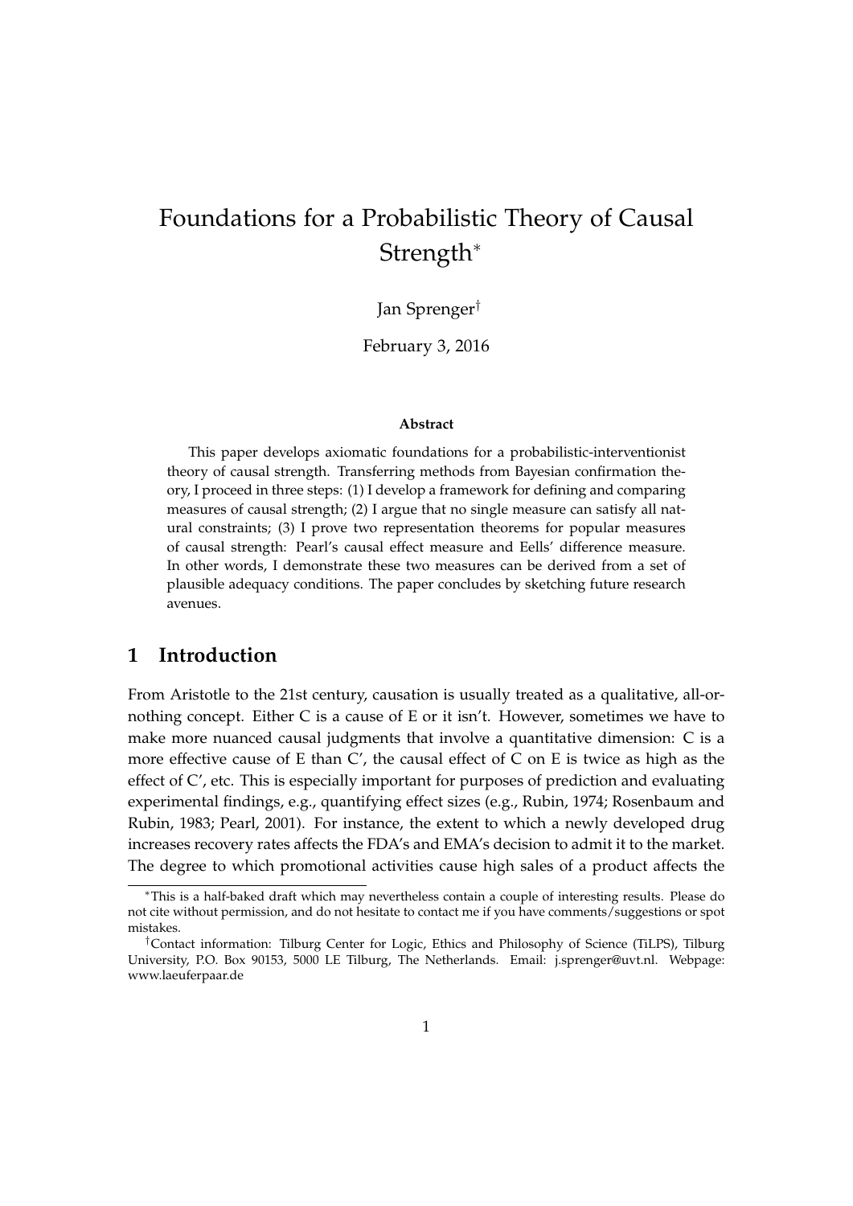# Foundations for a Probabilistic Theory of Causal Strength[*]

Jan Sprenger[†]

February 3, 2016

**Abstract**

This paper develops axiomatic foundations for a probabilistic-interventionist theory of causal strength. Transferring methods from Bayesian confirmation theory, I proceed in three steps: (1) I develop a framework for defining and comparing measures of causal strength; (2) I argue that no single measure can satisfy all natural constraints; (3) I prove two representation theorems for popular measures of causal strength: Pearl's causal effect measure and Eells' difference measure. In other words, I demonstrate these two measures can be derived from a set of plausible adequacy conditions. The paper concludes by sketching future research avenues.

## 1 Introduction

From Aristotle to the 21st century, causation is usually treated as a qualitative, all-or-nothing concept. Either C is a cause of E or it isn't. However, sometimes we have to make more nuanced causal judgments that involve a quantitative dimension: C is a more effective cause of E than C', the causal effect of C on E is twice as high as the effect of C', etc. This is especially important for purposes of prediction and evaluating experimental findings, e.g., quantifying effect sizes (e.g., Rubin, 1974; Rosenbaum and Rubin, 1983; Pearl, 2001). For instance, the extent to which a newly developed drug increases recovery rates affects the FDA's and EMA's decision to admit it to the market. The degree to which promotional activities cause high sales of a product affects the

[*] This is a half-baked draft which may nevertheless contain a couple of interesting results. Please do not cite without permission, and do not hesitate to contact me if you have comments/suggestions or spot mistakes.

[†] Contact information: Tilburg Center for Logic, Ethics and Philosophy of Science (TiLPS), Tilburg University, P.O. Box 90153, 5000 LE Tilburg, The Netherlands. Email: j.sprenger@uvt.nl. Webpage: www.laeuferpaar.de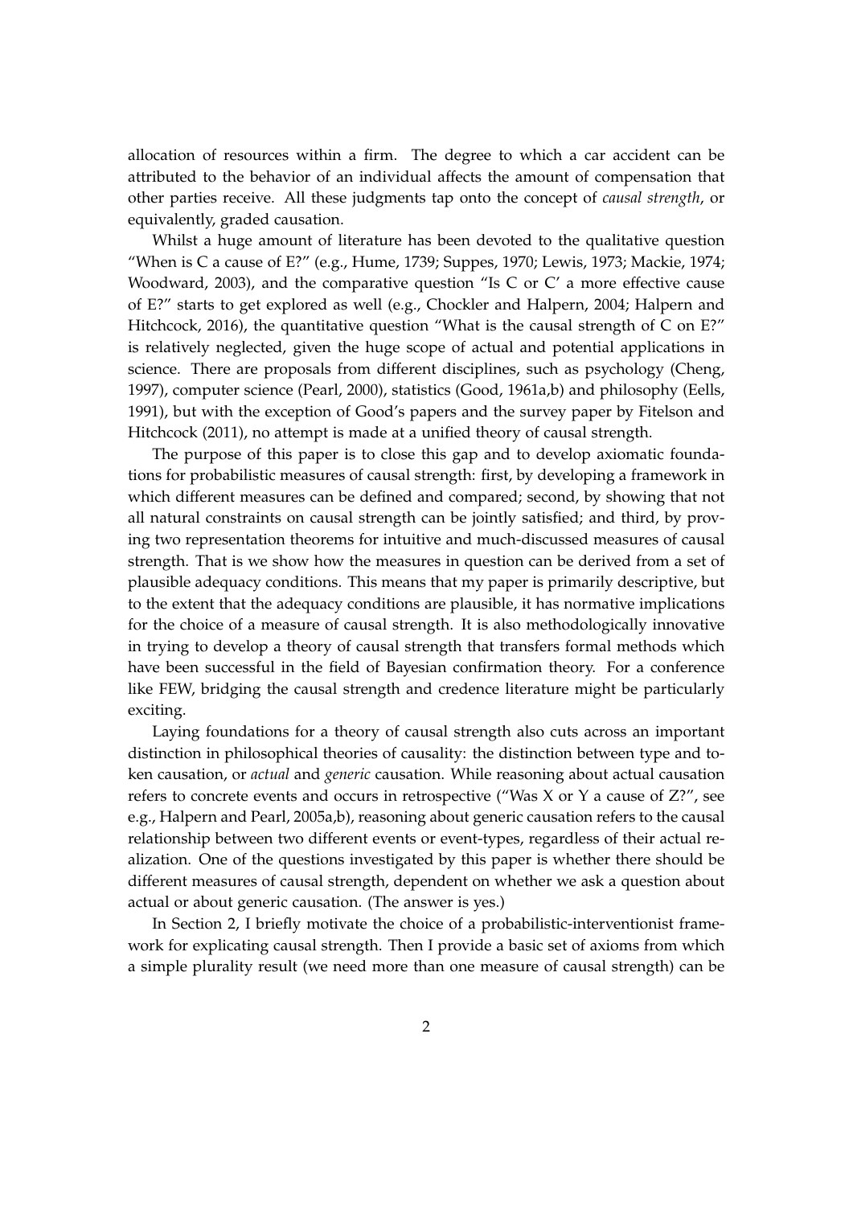allocation of resources within a firm. The degree to which a car accident can be attributed to the behavior of an individual affects the amount of compensation that other parties receive. All these judgments tap onto the concept of *causal strength*, or equivalently, graded causation.

Whilst a huge amount of literature has been devoted to the qualitative question "When is C a cause of E?" (e.g., Hume, 1739; Suppes, 1970; Lewis, 1973; Mackie, 1974; Woodward, 2003), and the comparative question "Is C or C′ a more effective cause of E?" starts to get explored as well (e.g., Chockler and Halpern, 2004; Halpern and Hitchcock, 2016), the quantitative question "What is the causal strength of C on E?" is relatively neglected, given the huge scope of actual and potential applications in science. There are proposals from different disciplines, such as psychology (Cheng, 1997), computer science (Pearl, 2000), statistics (Good, 1961a,b) and philosophy (Eells, 1991), but with the exception of Good's papers and the survey paper by Fitelson and Hitchcock (2011), no attempt is made at a unified theory of causal strength.

The purpose of this paper is to close this gap and to develop axiomatic foundations for probabilistic measures of causal strength: first, by developing a framework in which different measures can be defined and compared; second, by showing that not all natural constraints on causal strength can be jointly satisfied; and third, by proving two representation theorems for intuitive and much-discussed measures of causal strength. That is we show how the measures in question can be derived from a set of plausible adequacy conditions. This means that my paper is primarily descriptive, but to the extent that the adequacy conditions are plausible, it has normative implications for the choice of a measure of causal strength. It is also methodologically innovative in trying to develop a theory of causal strength that transfers formal methods which have been successful in the field of Bayesian confirmation theory. For a conference like FEW, bridging the causal strength and credence literature might be particularly exciting.

Laying foundations for a theory of causal strength also cuts across an important distinction in philosophical theories of causality: the distinction between type and token causation, or *actual* and *generic* causation. While reasoning about actual causation refers to concrete events and occurs in retrospective ("Was X or Y a cause of Z?", see e.g., Halpern and Pearl, 2005a,b), reasoning about generic causation refers to the causal relationship between two different events or event-types, regardless of their actual realization. One of the questions investigated by this paper is whether there should be different measures of causal strength, dependent on whether we ask a question about actual or about generic causation. (The answer is yes.)

In Section 2, I briefly motivate the choice of a probabilistic-interventionist framework for explicating causal strength. Then I provide a basic set of axioms from which a simple plurality result (we need more than one measure of causal strength) can be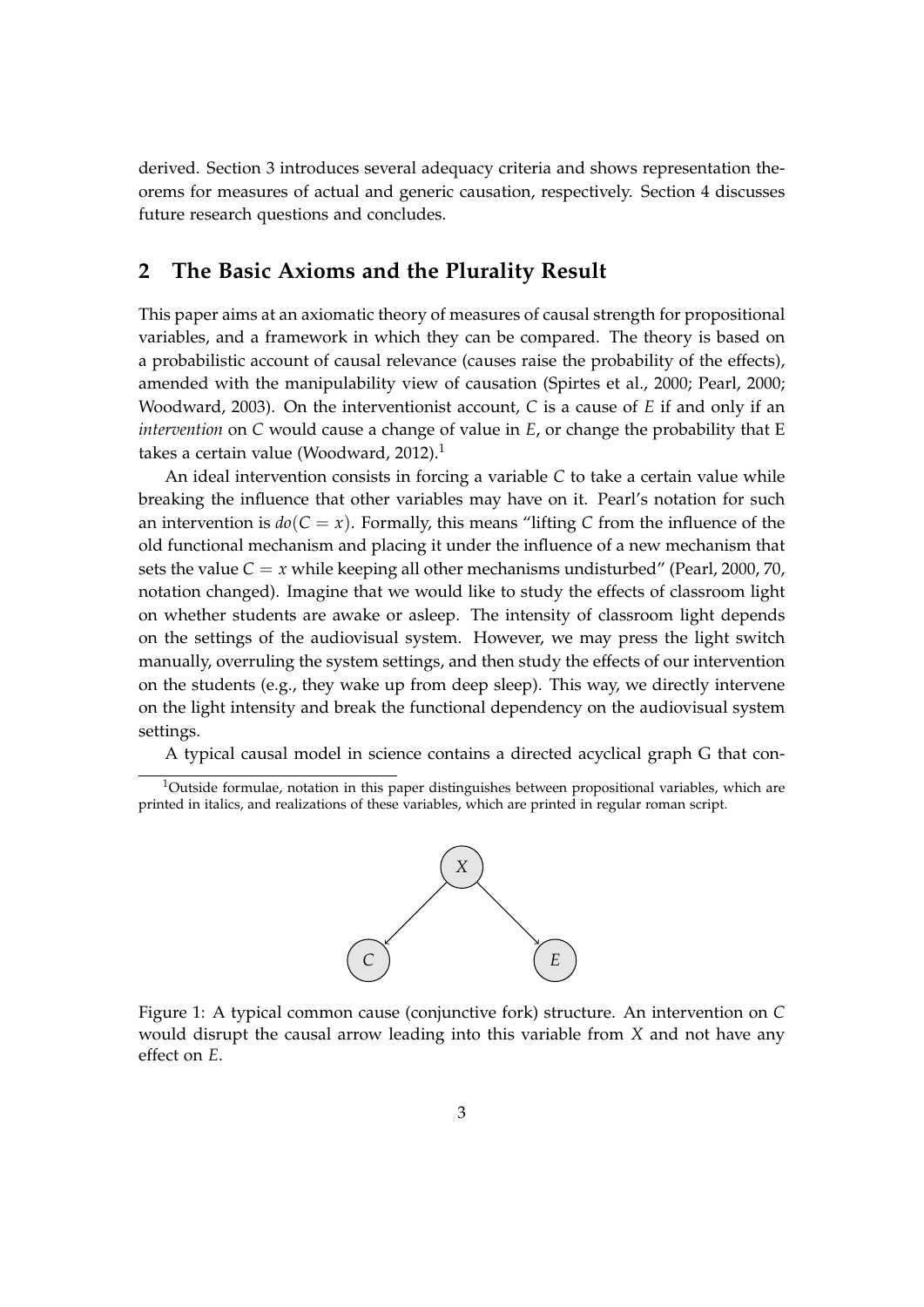derived. Section 3 introduces several adequacy criteria and shows representation theorems for measures of actual and generic causation, respectively. Section 4 discusses future research questions and concludes.

## 2 The Basic Axioms and the Plurality Result

This paper aims at an axiomatic theory of measures of causal strength for propositional variables, and a framework in which they can be compared. The theory is based on a probabilistic account of causal relevance (causes raise the probability of the effects), amended with the manipulability view of causation (Spirtes et al., 2000; Pearl, 2000; Woodward, 2003). On the interventionist account, *C* is a cause of *E* if and only if an *intervention* on *C* would cause a change of value in *E*, or change the probability that E takes a certain value (Woodward, 2012).[1]

An ideal intervention consists in forcing a variable *C* to take a certain value while breaking the influence that other variables may have on it. Pearl's notation for such an intervention is $do(C = x)$. Formally, this means "lifting *C* from the influence of the old functional mechanism and placing it under the influence of a new mechanism that sets the value $C = x$ while keeping all other mechanisms undisturbed" (Pearl, 2000, 70, notation changed). Imagine that we would like to study the effects of classroom light on whether students are awake or asleep. The intensity of classroom light depends on the settings of the audiovisual system. However, we may press the light switch manually, overruling the system settings, and then study the effects of our intervention on the students (e.g., they wake up from deep sleep). This way, we directly intervene on the light intensity and break the functional dependency on the audiovisual system settings.

A typical causal model in science contains a directed acyclical graph G that con-

[1] Outside formulae, notation in this paper distinguishes between propositional variables, which are printed in italics, and realizations of these variables, which are printed in regular roman script.

Figure 1: A typical common cause (conjunctive fork) structure. An intervention on *C* would disrupt the causal arrow leading into this variable from *X* and not have any effect on *E*.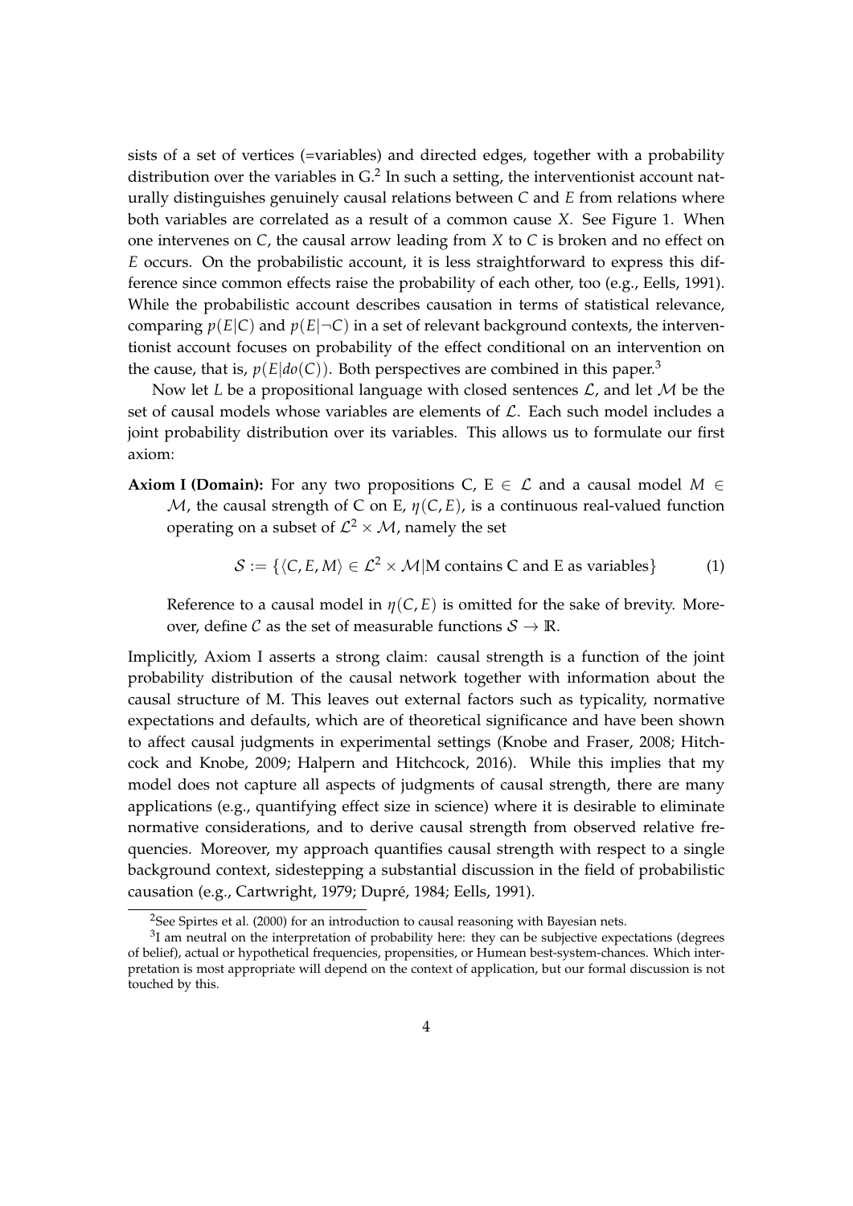sists of a set of vertices (=variables) and directed edges, together with a probability distribution over the variables in G.[2] In such a setting, the interventionist account naturally distinguishes genuinely causal relations between $C$ and $E$ from relations where both variables are correlated as a result of a common cause $X$. See Figure 1. When one intervenes on $C$, the causal arrow leading from $X$ to $C$ is broken and no effect on $E$ occurs. On the probabilistic account, it is less straightforward to express this difference since common effects raise the probability of each other, too (e.g., Eells, 1991). While the probabilistic account describes causation in terms of statistical relevance, comparing $p(E|C)$ and $p(E|\neg C)$ in a set of relevant background contexts, the interventionist account focuses on probability of the effect conditional on an intervention on the cause, that is, $p(E|do(C))$. Both perspectives are combined in this paper.[3]

Now let $L$ be a propositional language with closed sentences $\mathcal{L}$, and let $\mathcal{M}$ be the set of causal models whose variables are elements of $\mathcal{L}$. Each such model includes a joint probability distribution over its variables. This allows us to formulate our first axiom:

**Axiom I (Domain):** For any two propositions C, E $\in \mathcal{L}$ and a causal model $M \in \mathcal{M}$, the causal strength of C on E, $\eta(C, E)$, is a continuous real-valued function operating on a subset of $\mathcal{L}^2 \times \mathcal{M}$, namely the set

$$\mathcal{S} := \{\langle C, E, M \rangle \in \mathcal{L}^2 \times \mathcal{M} | \text{M contains C and E as variables}\} \tag{1}$$

Reference to a causal model in $\eta(C, E)$ is omitted for the sake of brevity. Moreover, define $\mathcal{C}$ as the set of measurable functions $\mathcal{S} \to \mathbb{R}$.

Implicitly, Axiom I asserts a strong claim: causal strength is a function of the joint probability distribution of the causal network together with information about the causal structure of M. This leaves out external factors such as typicality, normative expectations and defaults, which are of theoretical significance and have been shown to affect causal judgments in experimental settings (Knobe and Fraser, 2008; Hitchcock and Knobe, 2009; Halpern and Hitchcock, 2016). While this implies that my model does not capture all aspects of judgments of causal strength, there are many applications (e.g., quantifying effect size in science) where it is desirable to eliminate normative considerations, and to derive causal strength from observed relative frequencies. Moreover, my approach quantifies causal strength with respect to a single background context, sidestepping a substantial discussion in the field of probabilistic causation (e.g., Cartwright, 1979; Dupré, 1984; Eells, 1991).

[2] See Spirtes et al. (2000) for an introduction to causal reasoning with Bayesian nets.

[3] I am neutral on the interpretation of probability here: they can be subjective expectations (degrees of belief), actual or hypothetical frequencies, propensities, or Humean best-system-chances. Which interpretation is most appropriate will depend on the context of application, but our formal discussion is not touched by this.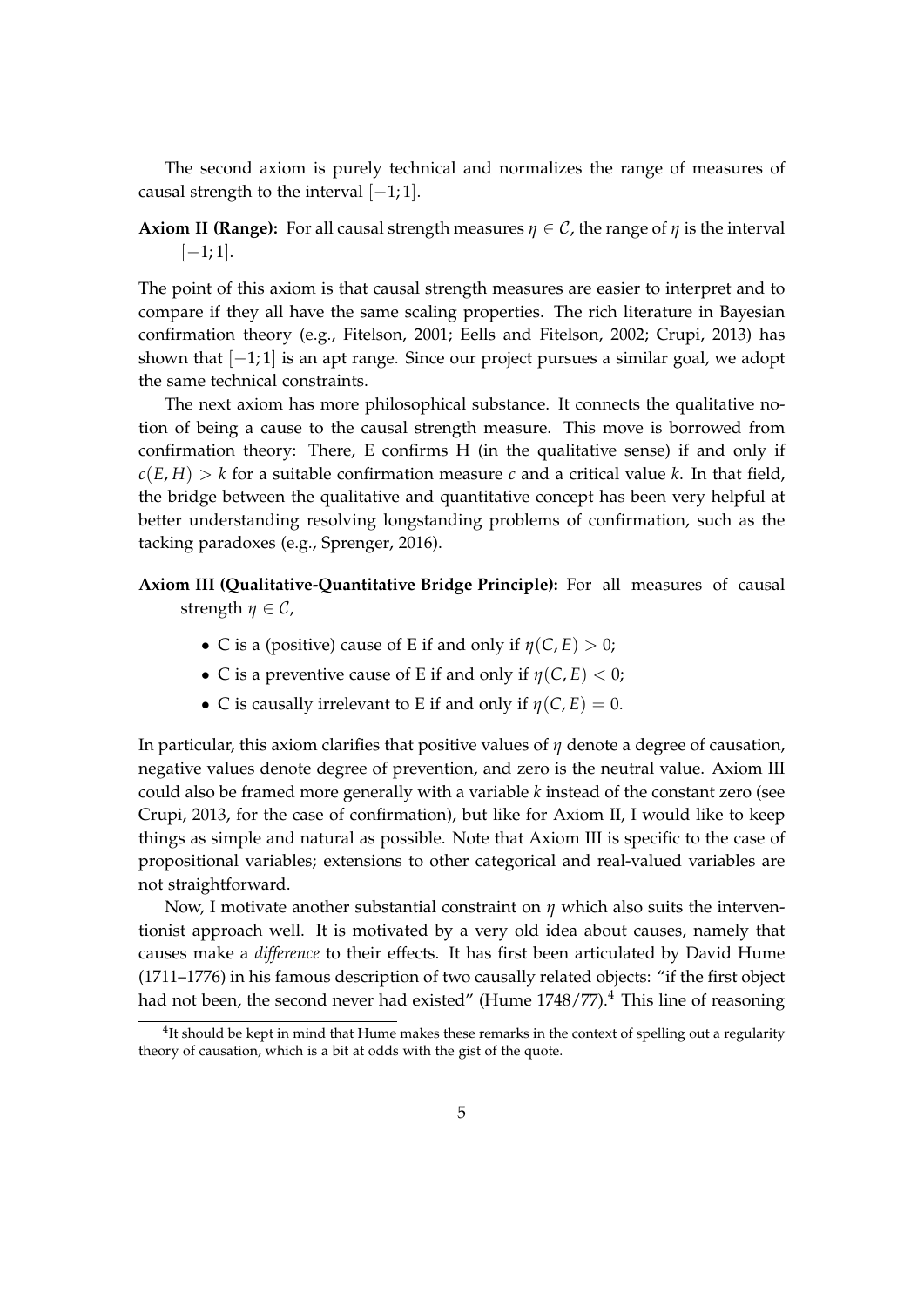The second axiom is purely technical and normalizes the range of measures of causal strength to the interval $[-1; 1]$.

**Axiom II (Range):** For all causal strength measures $\eta \in \mathcal{C}$, the range of $\eta$ is the interval $[-1; 1]$.

The point of this axiom is that causal strength measures are easier to interpret and to compare if they all have the same scaling properties. The rich literature in Bayesian confirmation theory (e.g., Fitelson, 2001; Eells and Fitelson, 2002; Crupi, 2013) has shown that $[-1; 1]$ is an apt range. Since our project pursues a similar goal, we adopt the same technical constraints.

The next axiom has more philosophical substance. It connects the qualitative notion of being a cause to the causal strength measure. This move is borrowed from confirmation theory: There, E confirms H (in the qualitative sense) if and only if $c(E, H) > k$ for a suitable confirmation measure $c$ and a critical value $k$. In that field, the bridge between the qualitative and quantitative concept has been very helpful at better understanding resolving longstanding problems of confirmation, such as the tacking paradoxes (e.g., Sprenger, 2016).

**Axiom III (Qualitative-Quantitative Bridge Principle):** For all measures of causal strength $\eta \in \mathcal{C}$,

- C is a (positive) cause of E if and only if $\eta(C, E) > 0$;
- C is a preventive cause of E if and only if $\eta(C, E) < 0$;
- C is causally irrelevant to E if and only if $\eta(C, E) = 0$.

In particular, this axiom clarifies that positive values of $\eta$ denote a degree of causation, negative values denote degree of prevention, and zero is the neutral value. Axiom III could also be framed more generally with a variable $k$ instead of the constant zero (see Crupi, 2013, for the case of confirmation), but like for Axiom II, I would like to keep things as simple and natural as possible. Note that Axiom III is specific to the case of propositional variables; extensions to other categorical and real-valued variables are not straightforward.

Now, I motivate another substantial constraint on $\eta$ which also suits the interventionist approach well. It is motivated by a very old idea about causes, namely that causes make a *difference* to their effects. It has first been articulated by David Hume (1711–1776) in his famous description of two causally related objects: "if the first object had not been, the second never had existed" (Hume 1748/77).[4] This line of reasoning

[4] It should be kept in mind that Hume makes these remarks in the context of spelling out a regularity theory of causation, which is a bit at odds with the gist of the quote.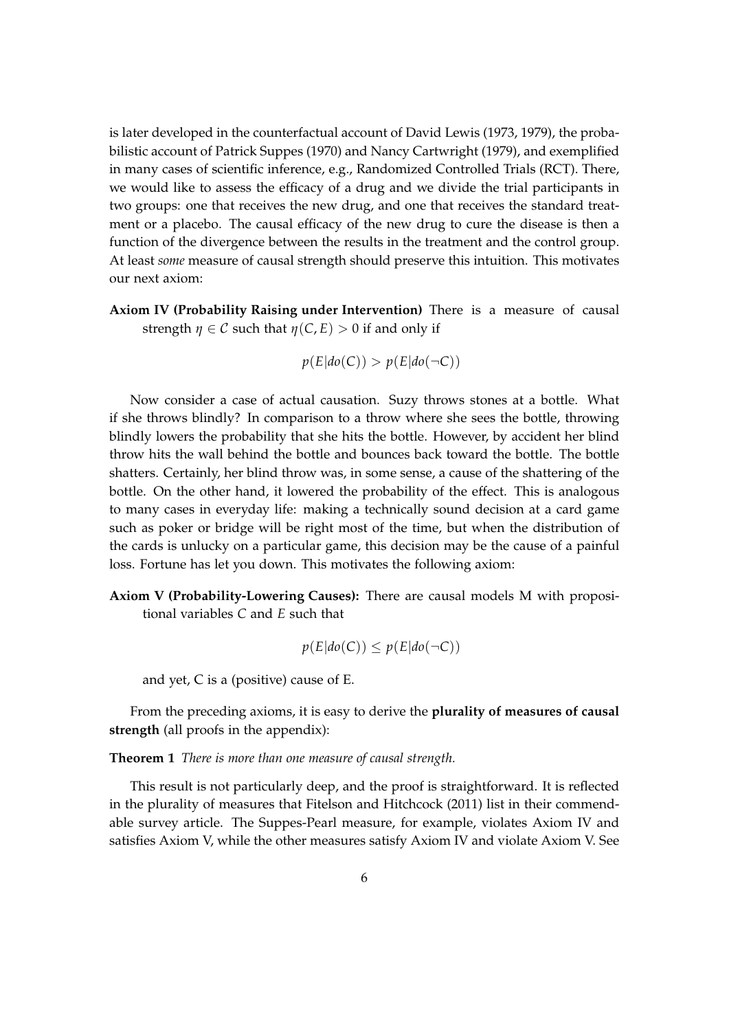is later developed in the counterfactual account of David Lewis (1973, 1979), the probabilistic account of Patrick Suppes (1970) and Nancy Cartwright (1979), and exemplified in many cases of scientific inference, e.g., Randomized Controlled Trials (RCT). There, we would like to assess the efficacy of a drug and we divide the trial participants in two groups: one that receives the new drug, and one that receives the standard treatment or a placebo. The causal efficacy of the new drug to cure the disease is then a function of the divergence between the results in the treatment and the control group. At least *some* measure of causal strength should preserve this intuition. This motivates our next axiom:

**Axiom IV (Probability Raising under Intervention)** There is a measure of causal strength $\eta \in \mathcal{C}$ such that $\eta(C, E) > 0$ if and only if

$$p(E|do(C)) > p(E|do(\neg C))$$

Now consider a case of actual causation. Suzy throws stones at a bottle. What if she throws blindly? In comparison to a throw where she sees the bottle, throwing blindly lowers the probability that she hits the bottle. However, by accident her blind throw hits the wall behind the bottle and bounces back toward the bottle. The bottle shatters. Certainly, her blind throw was, in some sense, a cause of the shattering of the bottle. On the other hand, it lowered the probability of the effect. This is analogous to many cases in everyday life: making a technically sound decision at a card game such as poker or bridge will be right most of the time, but when the distribution of the cards is unlucky on a particular game, this decision may be the cause of a painful loss. Fortune has let you down. This motivates the following axiom:

**Axiom V (Probability-Lowering Causes):** There are causal models M with propositional variables $C$ and $E$ such that

$$p(E|do(C)) \leq p(E|do(\neg C))$$

and yet, C is a (positive) cause of E.

From the preceding axioms, it is easy to derive the **plurality of measures of causal strength** (all proofs in the appendix):

**Theorem 1** *There is more than one measure of causal strength.*

This result is not particularly deep, and the proof is straightforward. It is reflected in the plurality of measures that Fitelson and Hitchcock (2011) list in their commendable survey article. The Suppes-Pearl measure, for example, violates Axiom IV and satisfies Axiom V, while the other measures satisfy Axiom IV and violate Axiom V. See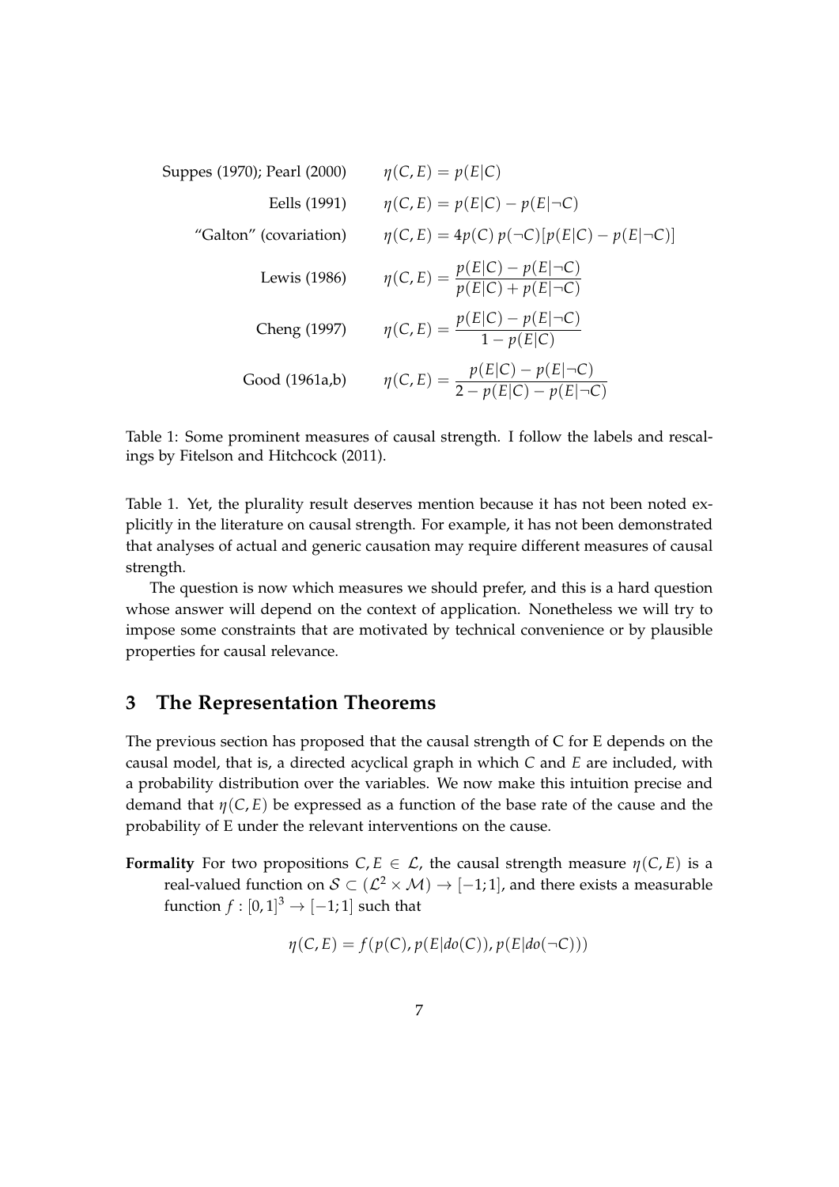| | |
|---|---|
| Suppes (1970); Pearl (2000) | $\eta(C, E) = p(E\|C)$ |
| Eells (1991) | $\eta(C, E) = p(E\|C) - p(E\|\neg C)$ |
| "Galton" (covariation) | $\eta(C, E) = 4p(C)\, p(\neg C)[p(E\|C) - p(E\|\neg C)]$ |
| Lewis (1986) | $\eta(C, E) = \dfrac{p(E\|C) - p(E\|\neg C)}{p(E\|C) + p(E\|\neg C)}$ |
| Cheng (1997) | $\eta(C, E) = \dfrac{p(E\|C) - p(E\|\neg C)}{1 - p(E\|C)}$ |
| Good (1961a,b) | $\eta(C, E) = \dfrac{p(E\|C) - p(E\|\neg C)}{2 - p(E\|C) - p(E\|\neg C)}$ |

Table 1: Some prominent measures of causal strength. I follow the labels and rescalings by Fitelson and Hitchcock (2011).

Table 1. Yet, the plurality result deserves mention because it has not been noted explicitly in the literature on causal strength. For example, it has not been demonstrated that analyses of actual and generic causation may require different measures of causal strength.

The question is now which measures we should prefer, and this is a hard question whose answer will depend on the context of application. Nonetheless we will try to impose some constraints that are motivated by technical convenience or by plausible properties for causal relevance.

## 3 The Representation Theorems

The previous section has proposed that the causal strength of C for E depends on the causal model, that is, a directed acyclical graph in which $C$ and $E$ are included, with a probability distribution over the variables. We now make this intuition precise and demand that $\eta(C, E)$ be expressed as a function of the base rate of the cause and the probability of E under the relevant interventions on the cause.

**Formality** For two propositions $C, E \in \mathcal{L}$, the causal strength measure $\eta(C, E)$ is a real-valued function on $\mathcal{S} \subset (\mathcal{L}^2 \times \mathcal{M}) \to [-1; 1]$, and there exists a measurable function $f : [0, 1]^3 \to [-1; 1]$ such that

$$\eta(C, E) = f(p(C), p(E|do(C)), p(E|do(\neg C)))$$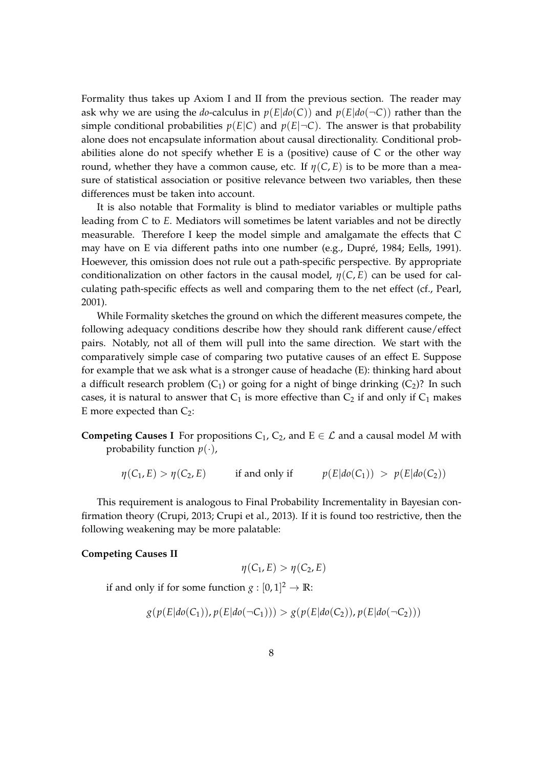Formality thus takes up Axiom I and II from the previous section. The reader may ask why we are using the *do*-calculus in $p(E|do(C))$ and $p(E|do(\neg C))$ rather than the simple conditional probabilities $p(E|C)$ and $p(E|\neg C)$. The answer is that probability alone does not encapsulate information about causal directionality. Conditional probabilities alone do not specify whether E is a (positive) cause of C or the other way round, whether they have a common cause, etc. If $\eta(C, E)$ is to be more than a measure of statistical association or positive relevance between two variables, then these differences must be taken into account.

It is also notable that Formality is blind to mediator variables or multiple paths leading from $C$ to $E$. Mediators will sometimes be latent variables and not be directly measurable. Therefore I keep the model simple and amalgamate the effects that C may have on E via different paths into one number (e.g., Dupré, 1984; Eells, 1991). Hoewever, this omission does not rule out a path-specific perspective. By appropriate conditionalization on other factors in the causal model, $\eta(C, E)$ can be used for calculating path-specific effects as well and comparing them to the net effect (cf., Pearl, 2001).

While Formality sketches the ground on which the different measures compete, the following adequacy conditions describe how they should rank different cause/effect pairs. Notably, not all of them will pull into the same direction. We start with the comparatively simple case of comparing two putative causes of an effect E. Suppose for example that we ask what is a stronger cause of headache (E): thinking hard about a difficult research problem ($C_1$) or going for a night of binge drinking ($C_2$)? In such cases, it is natural to answer that $C_1$ is more effective than $C_2$ if and only if $C_1$ makes E more expected than $C_2$:

**Competing Causes I** For propositions $C_1$, $C_2$, and $E \in \mathcal{L}$ and a causal model $M$ with probability function $p(\cdot)$,

$$\eta(C_1, E) > \eta(C_2, E) \qquad \text{if and only if} \qquad p(E|do(C_1)) \;>\; p(E|do(C_2))$$

This requirement is analogous to Final Probability Incrementality in Bayesian confirmation theory (Crupi, 2013; Crupi et al., 2013). If it is found too restrictive, then the following weakening may be more palatable:

**Competing Causes II**

$$\eta(C_1, E) > \eta(C_2, E)$$

if and only if for some function $g : [0, 1]^2 \to \mathbb{R}$:

$$g(p(E|do(C_1)), p(E|do(\neg C_1))) > g(p(E|do(C_2)), p(E|do(\neg C_2)))$$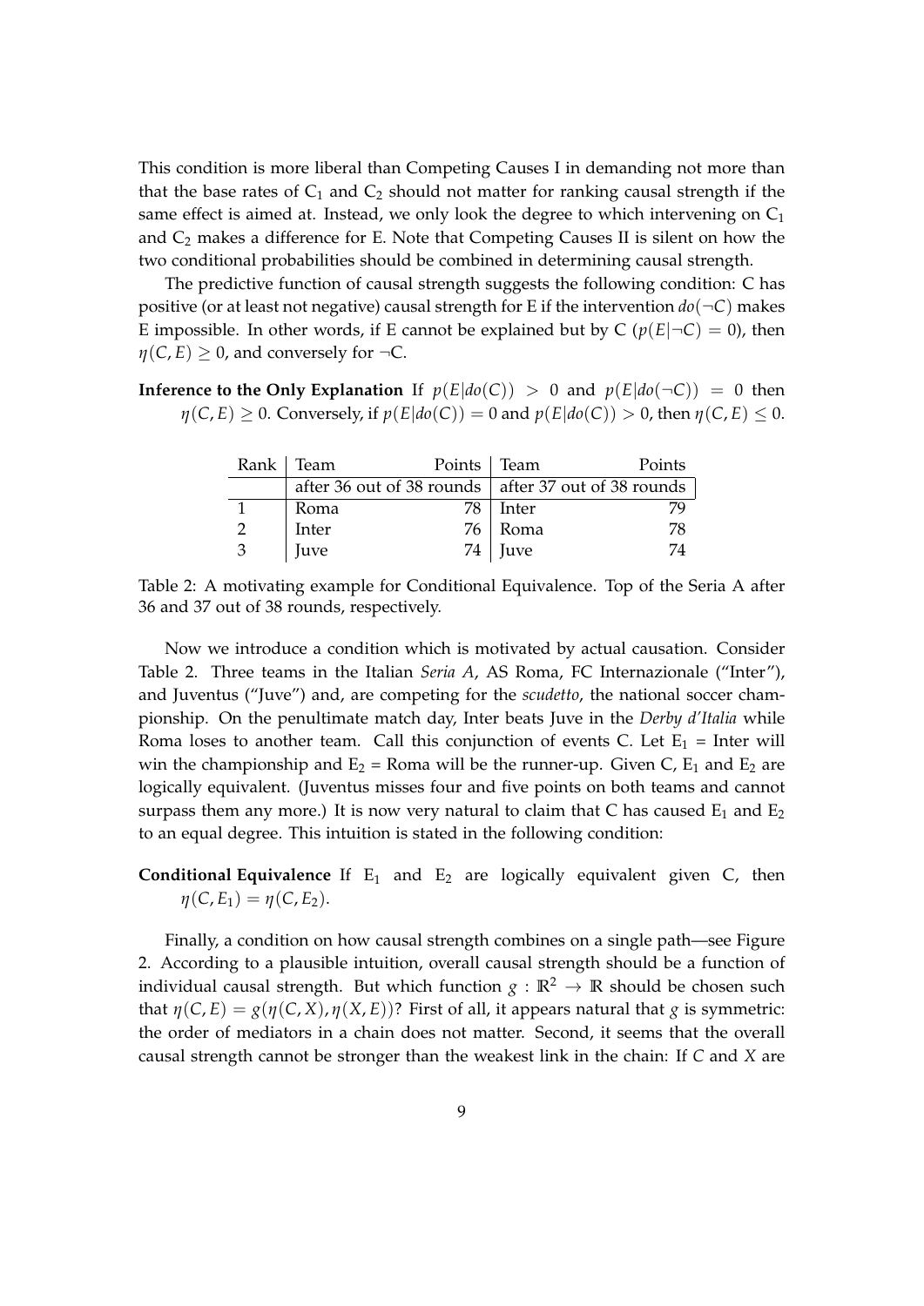This condition is more liberal than Competing Causes I in demanding not more than that the base rates of $C_1$ and $C_2$ should not matter for ranking causal strength if the same effect is aimed at. Instead, we only look the degree to which intervening on $C_1$ and $C_2$ makes a difference for E. Note that Competing Causes II is silent on how the two conditional probabilities should be combined in determining causal strength.

The predictive function of causal strength suggests the following condition: C has positive (or at least not negative) causal strength for E if the intervention $do(\neg C)$ makes E impossible. In other words, if E cannot be explained but by C ($p(E|\neg C) = 0$), then $\eta(C, E) \geq 0$, and conversely for $\neg$C.

**Inference to the Only Explanation** If $p(E|do(C)) > 0$ and $p(E|do(\neg C)) = 0$ then $\eta(C, E) \geq 0$. Conversely, if $p(E|do(C)) = 0$ and $p(E|do(C)) > 0$, then $\eta(C, E) \leq 0$.

| Rank | Team | Points | Team | Points |
|---|---|---|---|---|
| | after 36 out of 38 rounds | | after 37 out of 38 rounds | |
| 1 | Roma | 78 | Inter | 79 |
| 2 | Inter | 76 | Roma | 78 |
| 3 | Juve | 74 | Juve | 74 |

Table 2: A motivating example for Conditional Equivalence. Top of the Seria A after 36 and 37 out of 38 rounds, respectively.

Now we introduce a condition which is motivated by actual causation. Consider Table 2. Three teams in the Italian *Seria A*, AS Roma, FC Internazionale ("Inter"), and Juventus ("Juve") and, are competing for the *scudetto*, the national soccer championship. On the penultimate match day, Inter beats Juve in the *Derby d'Italia* while Roma loses to another team. Call this conjunction of events C. Let $E_1$ = Inter will win the championship and $E_2$ = Roma will be the runner-up. Given C, $E_1$ and $E_2$ are logically equivalent. (Juventus misses four and five points on both teams and cannot surpass them any more.) It is now very natural to claim that C has caused $E_1$ and $E_2$ to an equal degree. This intuition is stated in the following condition:

**Conditional Equivalence** If $E_1$ and $E_2$ are logically equivalent given C, then $\eta(C, E_1) = \eta(C, E_2)$.

Finally, a condition on how causal strength combines on a single path—see Figure 2. According to a plausible intuition, overall causal strength should be a function of individual causal strength. But which function $g : \mathbb{R}^2 \rightarrow \mathbb{R}$ should be chosen such that $\eta(C, E) = g(\eta(C, X), \eta(X, E))$? First of all, it appears natural that $g$ is symmetric: the order of mediators in a chain does not matter. Second, it seems that the overall causal strength cannot be stronger than the weakest link in the chain: If $C$ and $X$ are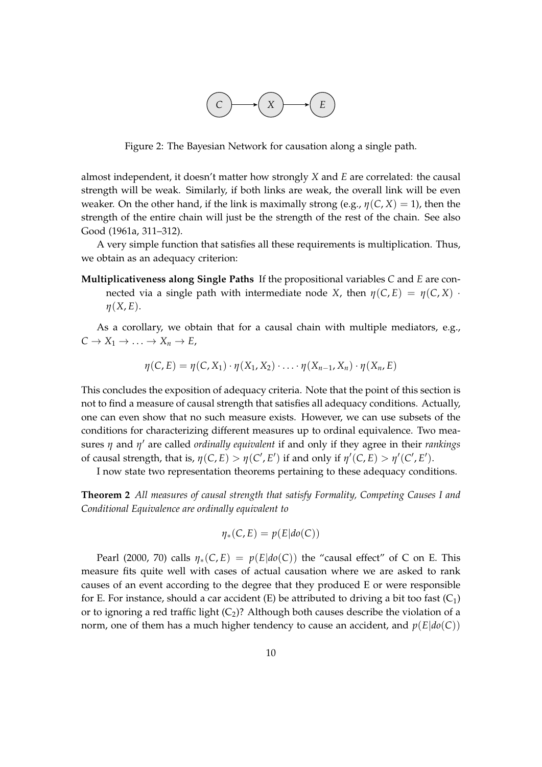Figure 2: The Bayesian Network for causation along a single path.

almost independent, it doesn't matter how strongly $X$ and $E$ are correlated: the causal strength will be weak. Similarly, if both links are weak, the overall link will be even weaker. On the other hand, if the link is maximally strong (e.g., $\eta(C, X) = 1$), then the strength of the entire chain will just be the strength of the rest of the chain. See also Good (1961a, 311–312).

A very simple function that satisfies all these requirements is multiplication. Thus, we obtain as an adequacy criterion:

**Multiplicativeness along Single Paths** If the propositional variables $C$ and $E$ are connected via a single path with intermediate node $X$, then $\eta(C, E) = \eta(C, X) \cdot \eta(X, E)$.

As a corollary, we obtain that for a causal chain with multiple mediators, e.g., $C \to X_1 \to \ldots \to X_n \to E$,

$$\eta(C, E) = \eta(C, X_1) \cdot \eta(X_1, X_2) \cdot \ldots \cdot \eta(X_{n-1}, X_n) \cdot \eta(X_n, E)$$

This concludes the exposition of adequacy criteria. Note that the point of this section is not to find a measure of causal strength that satisfies all adequacy conditions. Actually, one can even show that no such measure exists. However, we can use subsets of the conditions for characterizing different measures up to ordinal equivalence. Two measures $\eta$ and $\eta'$ are called *ordinally equivalent* if and only if they agree in their *rankings* of causal strength, that is, $\eta(C, E) > \eta(C', E')$ if and only if $\eta'(C, E) > \eta'(C', E')$.

I now state two representation theorems pertaining to these adequacy conditions.

**Theorem 2** *All measures of causal strength that satisfy Formality, Competing Causes I and Conditional Equivalence are ordinally equivalent to*

$$\eta_*(C, E) = p(E|do(C))$$

Pearl (2000, 70) calls $\eta_*(C, E) = p(E|do(C))$ the "causal effect" of C on E. This measure fits quite well with cases of actual causation where we are asked to rank causes of an event according to the degree that they produced E or were responsible for E. For instance, should a car accident (E) be attributed to driving a bit too fast ($C_1$) or to ignoring a red traffic light ($C_2$)? Although both causes describe the violation of a norm, one of them has a much higher tendency to cause an accident, and $p(E|do(C))$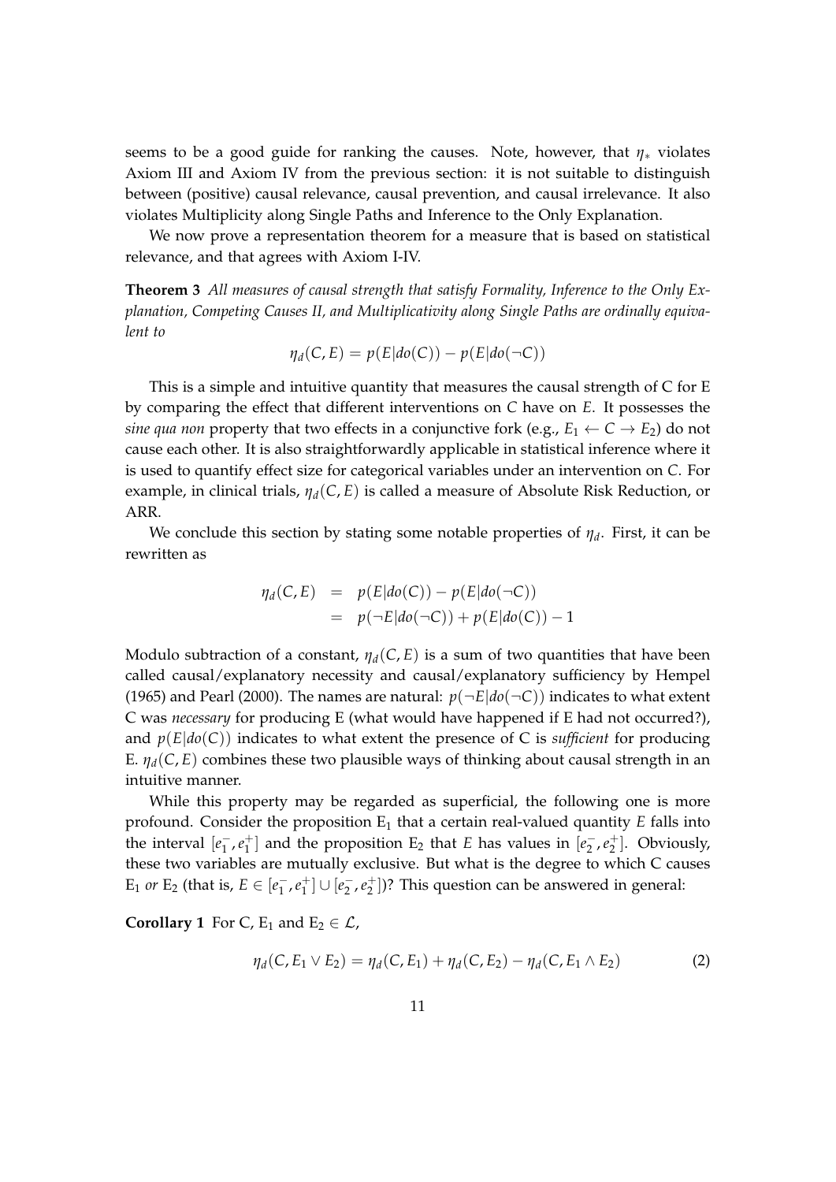seems to be a good guide for ranking the causes. Note, however, that $\eta_*$ violates Axiom III and Axiom IV from the previous section: it is not suitable to distinguish between (positive) causal relevance, causal prevention, and causal irrelevance. It also violates Multiplicity along Single Paths and Inference to the Only Explanation.

We now prove a representation theorem for a measure that is based on statistical relevance, and that agrees with Axiom I-IV.

**Theorem 3** *All measures of causal strength that satisfy Formality, Inference to the Only Explanation, Competing Causes II, and Multiplicativity along Single Paths are ordinally equivalent to*

$$\eta_d(C, E) = p(E|do(C)) - p(E|do(\neg C))$$

This is a simple and intuitive quantity that measures the causal strength of C for E by comparing the effect that different interventions on $C$ have on $E$. It possesses the *sine qua non* property that two effects in a conjunctive fork (e.g., $E_1 \leftarrow C \rightarrow E_2$) do not cause each other. It is also straightforwardly applicable in statistical inference where it is used to quantify effect size for categorical variables under an intervention on $C$. For example, in clinical trials, $\eta_d(C, E)$ is called a measure of Absolute Risk Reduction, or ARR.

We conclude this section by stating some notable properties of $\eta_d$. First, it can be rewritten as

$$\begin{aligned}
\eta_d(C, E) &= p(E|do(C)) - p(E|do(\neg C)) \\
&= p(\neg E|do(\neg C)) + p(E|do(C)) - 1
\end{aligned}$$

Modulo subtraction of a constant, $\eta_d(C, E)$ is a sum of two quantities that have been called causal/explanatory necessity and causal/explanatory sufficiency by Hempel (1965) and Pearl (2000). The names are natural: $p(\neg E|do(\neg C))$ indicates to what extent C was *necessary* for producing E (what would have happened if E had not occurred?), and $p(E|do(C))$ indicates to what extent the presence of C is *sufficient* for producing E. $\eta_d(C, E)$ combines these two plausible ways of thinking about causal strength in an intuitive manner.

While this property may be regarded as superficial, the following one is more profound. Consider the proposition $E_1$ that a certain real-valued quantity $E$ falls into the interval $[e_1^-, e_1^+]$ and the proposition $E_2$ that $E$ has values in $[e_2^-, e_2^+]$. Obviously, these two variables are mutually exclusive. But what is the degree to which C causes $E_1$ *or* $E_2$ (that is, $E \in [e_1^-, e_1^+] \cup [e_2^-, e_2^+]$)? This question can be answered in general:

**Corollary 1** For C, $E_1$ and $E_2 \in \mathcal{L}$,

$$\eta_d(C, E_1 \vee E_2) = \eta_d(C, E_1) + \eta_d(C, E_2) - \eta_d(C, E_1 \wedge E_2) \tag{2}$$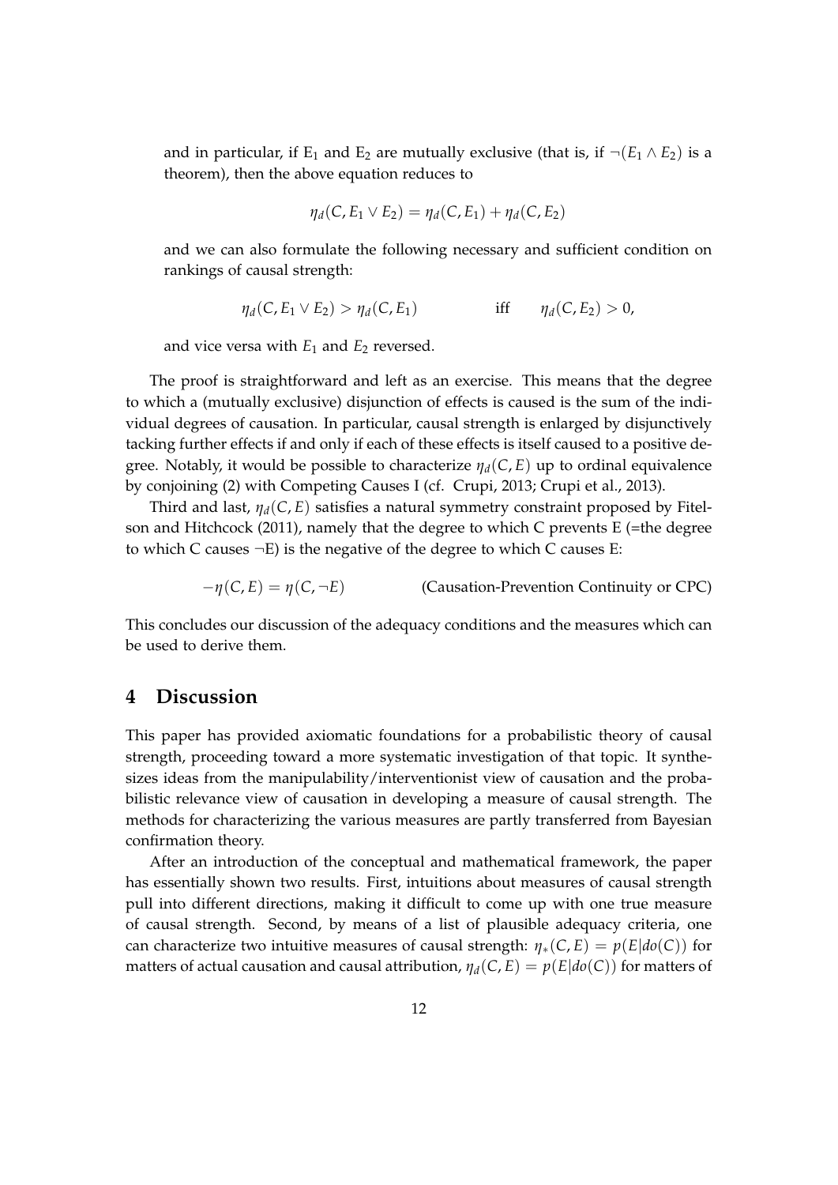and in particular, if $E_1$ and $E_2$ are mutually exclusive (that is, if $\neg(E_1 \wedge E_2)$ is a theorem), then the above equation reduces to

$$\eta_d(C, E_1 \vee E_2) = \eta_d(C, E_1) + \eta_d(C, E_2)$$

and we can also formulate the following necessary and sufficient condition on rankings of causal strength:

$$\eta_d(C, E_1 \vee E_2) > \eta_d(C, E_1) \qquad \text{iff} \qquad \eta_d(C, E_2) > 0,$$

and vice versa with $E_1$ and $E_2$ reversed.

The proof is straightforward and left as an exercise. This means that the degree to which a (mutually exclusive) disjunction of effects is caused is the sum of the individual degrees of causation. In particular, causal strength is enlarged by disjunctively tacking further effects if and only if each of these effects is itself caused to a positive degree. Notably, it would be possible to characterize $\eta_d(C, E)$ up to ordinal equivalence by conjoining (2) with Competing Causes I (cf. Crupi, 2013; Crupi et al., 2013).

Third and last, $\eta_d(C, E)$ satisfies a natural symmetry constraint proposed by Fitelson and Hitchcock (2011), namely that the degree to which C prevents E (=the degree to which C causes $\neg$E) is the negative of the degree to which C causes E:

$$-\eta(C, E) = \eta(C, \neg E) \qquad \text{(Causation-Prevention Continuity or CPC)}$$

This concludes our discussion of the adequacy conditions and the measures which can be used to derive them.

## 4 Discussion

This paper has provided axiomatic foundations for a probabilistic theory of causal strength, proceeding toward a more systematic investigation of that topic. It synthesizes ideas from the manipulability/interventionist view of causation and the probabilistic relevance view of causation in developing a measure of causal strength. The methods for characterizing the various measures are partly transferred from Bayesian confirmation theory.

After an introduction of the conceptual and mathematical framework, the paper has essentially shown two results. First, intuitions about measures of causal strength pull into different directions, making it difficult to come up with one true measure of causal strength. Second, by means of a list of plausible adequacy criteria, one can characterize two intuitive measures of causal strength: $\eta_*(C, E) = p(E|do(C))$ for matters of actual causation and causal attribution, $\eta_d(C, E) = p(E|do(C))$ for matters of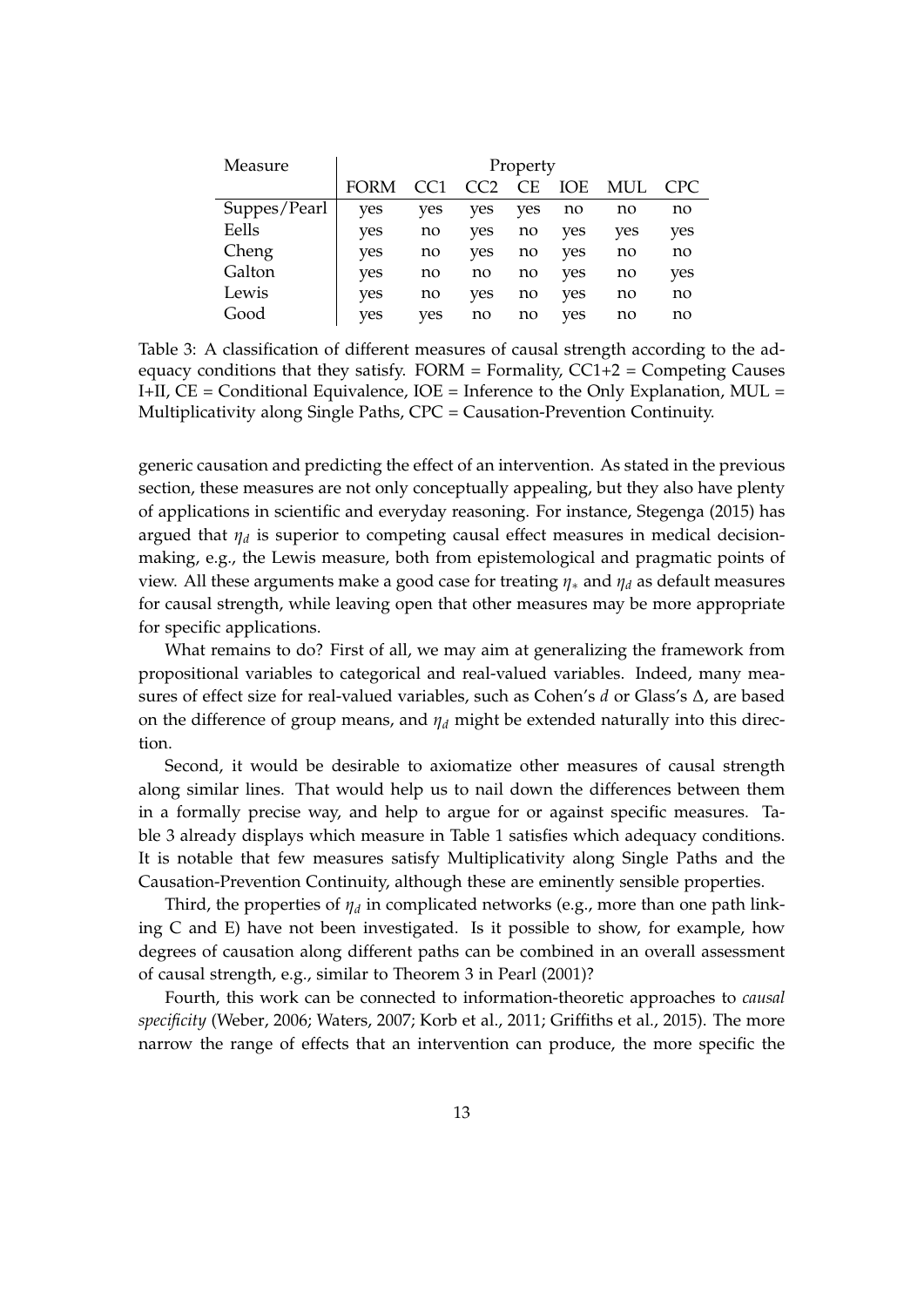| Measure | Property | | | | | | |
|---|---|---|---|---|---|---|---|
| | FORM | CC1 | CC2 | CE | IOE | MUL | CPC |
| Suppes/Pearl | yes | yes | yes | yes | no | no | no |
| Eells | yes | no | yes | no | yes | yes | yes |
| Cheng | yes | no | yes | no | yes | no | no |
| Galton | yes | no | no | no | yes | no | yes |
| Lewis | yes | no | yes | no | yes | no | no |
| Good | yes | yes | no | no | yes | no | no |

Table 3: A classification of different measures of causal strength according to the adequacy conditions that they satisfy. FORM = Formality, CC1+2 = Competing Causes I+II, CE = Conditional Equivalence, IOE = Inference to the Only Explanation, MUL = Multiplicativity along Single Paths, CPC = Causation-Prevention Continuity.

generic causation and predicting the effect of an intervention. As stated in the previous section, these measures are not only conceptually appealing, but they also have plenty of applications in scientific and everyday reasoning. For instance, Stegenga (2015) has argued that $\eta_d$ is superior to competing causal effect measures in medical decision-making, e.g., the Lewis measure, both from epistemological and pragmatic points of view. All these arguments make a good case for treating $\eta_*$ and $\eta_d$ as default measures for causal strength, while leaving open that other measures may be more appropriate for specific applications.

What remains to do? First of all, we may aim at generalizing the framework from propositional variables to categorical and real-valued variables. Indeed, many measures of effect size for real-valued variables, such as Cohen's $d$ or Glass's $\Delta$, are based on the difference of group means, and $\eta_d$ might be extended naturally into this direction.

Second, it would be desirable to axiomatize other measures of causal strength along similar lines. That would help us to nail down the differences between them in a formally precise way, and help to argue for or against specific measures. Table 3 already displays which measure in Table 1 satisfies which adequacy conditions. It is notable that few measures satisfy Multiplicativity along Single Paths and the Causation-Prevention Continuity, although these are eminently sensible properties.

Third, the properties of $\eta_d$ in complicated networks (e.g., more than one path linking C and E) have not been investigated. Is it possible to show, for example, how degrees of causation along different paths can be combined in an overall assessment of causal strength, e.g., similar to Theorem 3 in Pearl (2001)?

Fourth, this work can be connected to information-theoretic approaches to *causal specificity* (Weber, 2006; Waters, 2007; Korb et al., 2011; Griffiths et al., 2015). The more narrow the range of effects that an intervention can produce, the more specific the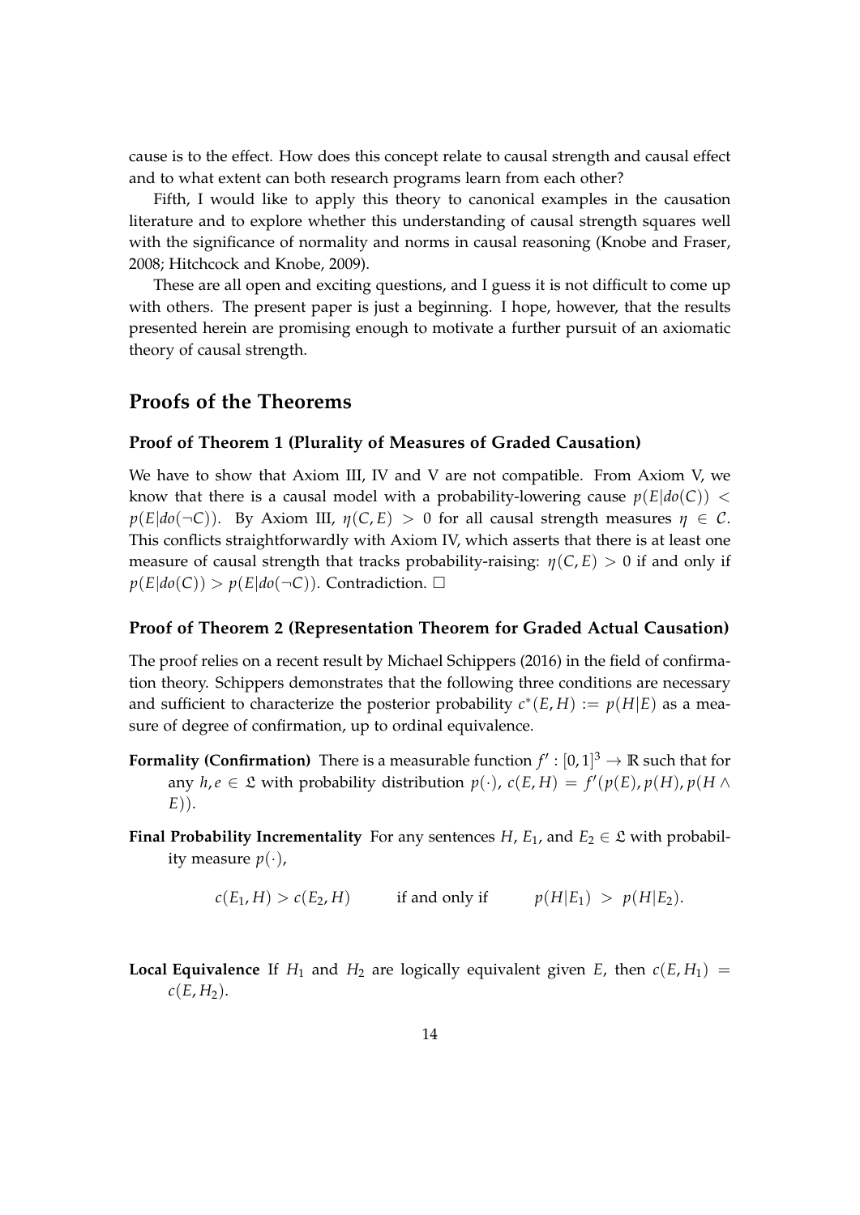cause is to the effect. How does this concept relate to causal strength and causal effect and to what extent can both research programs learn from each other?

Fifth, I would like to apply this theory to canonical examples in the causation literature and to explore whether this understanding of causal strength squares well with the significance of normality and norms in causal reasoning (Knobe and Fraser, 2008; Hitchcock and Knobe, 2009).

These are all open and exciting questions, and I guess it is not difficult to come up with others. The present paper is just a beginning. I hope, however, that the results presented herein are promising enough to motivate a further pursuit of an axiomatic theory of causal strength.

## Proofs of the Theorems

### Proof of Theorem 1 (Plurality of Measures of Graded Causation)

We have to show that Axiom III, IV and V are not compatible. From Axiom V, we know that there is a causal model with a probability-lowering cause $p(E|do(C)) < p(E|do(\neg C))$. By Axiom III, $\eta(C, E) > 0$ for all causal strength measures $\eta \in \mathcal{C}$. This conflicts straightforwardly with Axiom IV, which asserts that there is at least one measure of causal strength that tracks probability-raising: $\eta(C, E) > 0$ if and only if $p(E|do(C)) > p(E|do(\neg C))$. Contradiction. $\square$

### Proof of Theorem 2 (Representation Theorem for Graded Actual Causation)

The proof relies on a recent result by Michael Schippers (2016) in the field of confirmation theory. Schippers demonstrates that the following three conditions are necessary and sufficient to characterize the posterior probability $c^*(E, H) := p(H|E)$ as a measure of degree of confirmation, up to ordinal equivalence.

**Formality (Confirmation)** There is a measurable function $f' : [0, 1]^3 \to \mathbb{R}$ such that for any $h, e \in \mathfrak{L}$ with probability distribution $p(\cdot)$, $c(E, H) = f'(p(E), p(H), p(H \wedge E))$.

**Final Probability Incrementality** For any sentences $H$, $E_1$, and $E_2 \in \mathfrak{L}$ with probability measure $p(\cdot)$,

$$c(E_1, H) > c(E_2, H) \qquad \text{if and only if} \qquad p(H|E_1) > p(H|E_2).$$

**Local Equivalence** If $H_1$ and $H_2$ are logically equivalent given $E$, then $c(E, H_1) = c(E, H_2)$.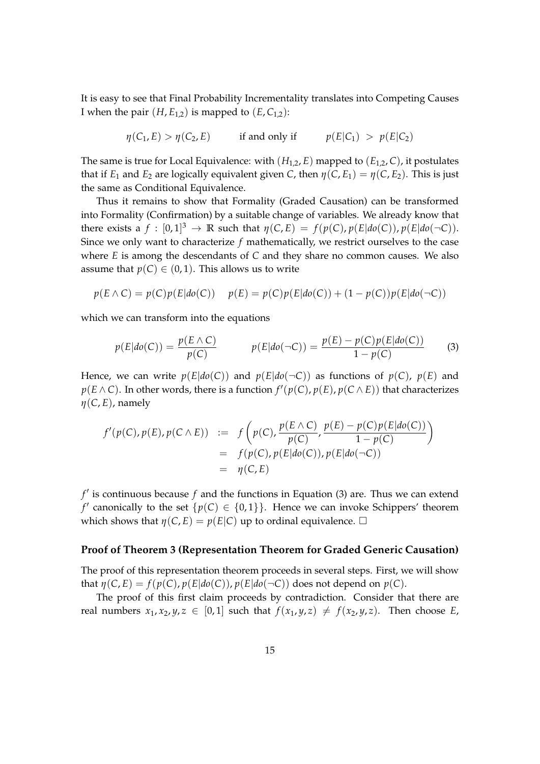It is easy to see that Final Probability Incrementality translates into Competing Causes I when the pair $(H, E_{1,2})$ is mapped to $(E, C_{1,2})$:

$$\eta(C_1, E) > \eta(C_2, E) \qquad \text{if and only if} \qquad p(E|C_1) \; > \; p(E|C_2)$$

The same is true for Local Equivalence: with $(H_{1,2}, E)$ mapped to $(E_{1,2}, C)$, it postulates that if $E_1$ and $E_2$ are logically equivalent given $C$, then $\eta(C, E_1) = \eta(C, E_2)$. This is just the same as Conditional Equivalence.

Thus it remains to show that Formality (Graded Causation) can be transformed into Formality (Confirmation) by a suitable change of variables. We already know that there exists a $f : [0,1]^3 \to \mathbb{R}$ such that $\eta(C, E) = f(p(C), p(E|do(C)), p(E|do(\neg C))$. Since we only want to characterize $f$ mathematically, we restrict ourselves to the case where $E$ is among the descendants of $C$ and they share no common causes. We also assume that $p(C) \in (0, 1)$. This allows us to write

$$p(E \wedge C) = p(C)p(E|do(C)) \qquad p(E) = p(C)p(E|do(C)) + (1 - p(C))p(E|do(\neg C))$$

which we can transform into the equations

$$p(E|do(C)) = \frac{p(E \wedge C)}{p(C)} \qquad\qquad p(E|do(\neg C)) = \frac{p(E) - p(C)p(E|do(C))}{1 - p(C)} \tag{3}$$

Hence, we can write $p(E|do(C))$ and $p(E|do(\neg C))$ as functions of $p(C)$, $p(E)$ and $p(E \wedge C)$. In other words, there is a function $f'(p(C), p(E), p(C \wedge E))$ that characterizes $\eta(C, E)$, namely

$$\begin{aligned}
f'(p(C), p(E), p(C \wedge E)) \;&:=\; f\left(p(C), \frac{p(E \wedge C)}{p(C)}, \frac{p(E) - p(C)p(E|do(C))}{1 - p(C)}\right) \\
&=\; f(p(C), p(E|do(C)), p(E|do(\neg C)) \\
&=\; \eta(C, E)
\end{aligned}$$

$f'$ is continuous because $f$ and the functions in Equation (3) are. Thus we can extend $f'$ canonically to the set $\{p(C) \in \{0, 1\}\}$. Hence we can invoke Schippers' theorem which shows that $\eta(C, E) = p(E|C)$ up to ordinal equivalence. □

**Proof of Theorem 3 (Representation Theorem for Graded Generic Causation)**

The proof of this representation theorem proceeds in several steps. First, we will show that $\eta(C, E) = f(p(C), p(E|do(C)), p(E|do(\neg C))$ does not depend on $p(C)$.

The proof of this first claim proceeds by contradiction. Consider that there are real numbers $x_1, x_2, y, z \in [0, 1]$ such that $f(x_1, y, z) \neq f(x_2, y, z)$. Then choose $E$,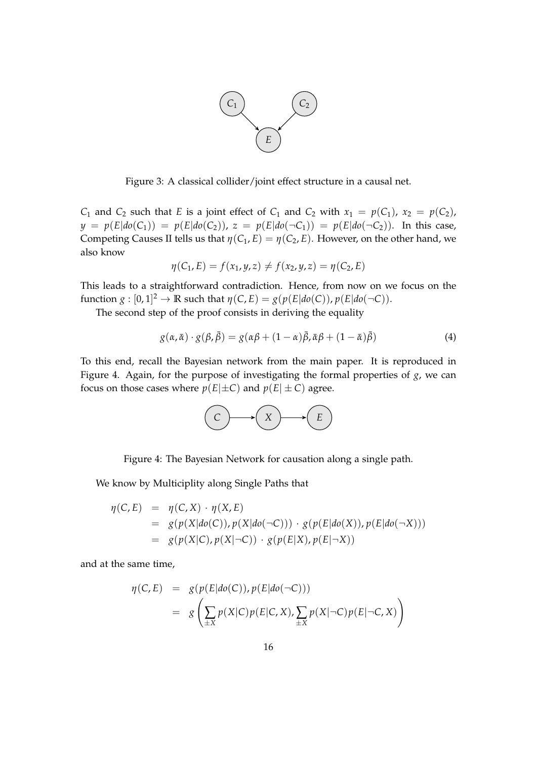Figure 3: A classical collider/joint effect structure in a causal net.

$C_1$ and $C_2$ such that $E$ is a joint effect of $C_1$ and $C_2$ with $x_1 = p(C_1)$, $x_2 = p(C_2)$, $y = p(E|do(C_1)) = p(E|do(C_2))$, $z = p(E|do(\neg C_1)) = p(E|do(\neg C_2))$. In this case, Competing Causes II tells us that $\eta(C_1, E) = \eta(C_2, E)$. However, on the other hand, we also know

$$\eta(C_1, E) = f(x_1, y, z) \neq f(x_2, y, z) = \eta(C_2, E)$$

This leads to a straightforward contradiction. Hence, from now on we focus on the function $g : [0, 1]^2 \to \mathbb{R}$ such that $\eta(C, E) = g(p(E|do(C)), p(E|do(\neg C))$.

The second step of the proof consists in deriving the equality

$$g(\alpha, \bar{\alpha}) \cdot g(\beta, \bar{\beta}) = g(\alpha\beta + (1 - \alpha)\bar{\beta}, \bar{\alpha}\beta + (1 - \bar{\alpha})\bar{\beta}) \tag{4}$$

To this end, recall the Bayesian network from the main paper. It is reproduced in Figure 4. Again, for the purpose of investigating the formal properties of $g$, we can focus on those cases where $p(E|\pm C)$ and $p(E| \pm C)$ agree.

Figure 4: The Bayesian Network for causation along a single path.

We know by Multiciplity along Single Paths that

$$\begin{aligned}
\eta(C, E) &= \eta(C, X) \cdot \eta(X, E) \\
&= g(p(X|do(C)), p(X|do(\neg C))) \cdot g(p(E|do(X)), p(E|do(\neg X))) \\
&= g(p(X|C), p(X|\neg C)) \cdot g(p(E|X), p(E|\neg X))
\end{aligned}$$

and at the same time,

$$\begin{aligned}
\eta(C, E) &= g(p(E|do(C)), p(E|do(\neg C))) \\
&= g\left(\sum_{\pm X} p(X|C)p(E|C, X), \sum_{\pm X} p(X|\neg C)p(E|\neg C, X)\right)
\end{aligned}$$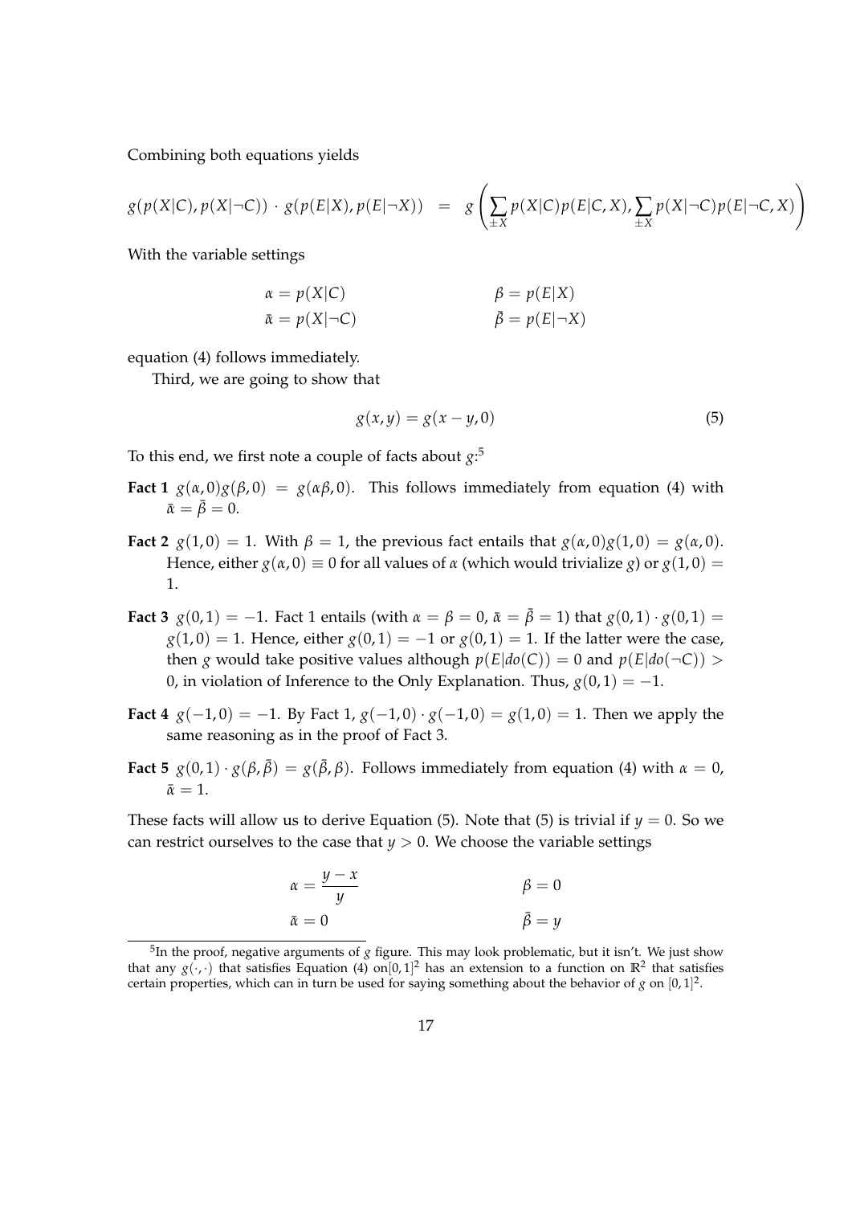Combining both equations yields

$$g(p(X|C), p(X|\neg C)) \cdot g(p(E|X), p(E|\neg X)) \;\; = \;\; g\left(\sum_{\pm X} p(X|C)p(E|C,X), \sum_{\pm X} p(X|\neg C)p(E|\neg C, X)\right)$$

With the variable settings

$$\alpha = p(X|C) \qquad\qquad \beta = p(E|X)$$
$$\bar{\alpha} = p(X|\neg C) \qquad\qquad \bar{\beta} = p(E|\neg X)$$

equation (4) follows immediately.

Third, we are going to show that

$$g(x,y) = g(x-y, 0) \tag{5}$$

To this end, we first note a couple of facts about $g$:[5]

**Fact 1** $g(\alpha, 0)g(\beta, 0) = g(\alpha\beta, 0)$. This follows immediately from equation (4) with $\bar{\alpha} = \bar{\beta} = 0$.

**Fact 2** $g(1,0) = 1$. With $\beta = 1$, the previous fact entails that $g(\alpha, 0)g(1,0) = g(\alpha, 0)$. Hence, either $g(\alpha, 0) \equiv 0$ for all values of $\alpha$ (which would trivialize $g$) or $g(1,0) = 1$.

**Fact 3** $g(0,1) = -1$. Fact 1 entails (with $\alpha = \beta = 0$, $\bar{\alpha} = \bar{\beta} = 1$) that $g(0,1) \cdot g(0,1) = g(1,0) = 1$. Hence, either $g(0,1) = -1$ or $g(0,1) = 1$. If the latter were the case, then $g$ would take positive values although $p(E|do(C)) = 0$ and $p(E|do(\neg C)) > 0$, in violation of Inference to the Only Explanation. Thus, $g(0,1) = -1$.

**Fact 4** $g(-1,0) = -1$. By Fact 1, $g(-1,0) \cdot g(-1,0) = g(1,0) = 1$. Then we apply the same reasoning as in the proof of Fact 3.

**Fact 5** $g(0,1) \cdot g(\beta, \bar{\beta}) = g(\bar{\beta}, \beta)$. Follows immediately from equation (4) with $\alpha = 0$, $\bar{\alpha} = 1$.

These facts will allow us to derive Equation (5). Note that (5) is trivial if $y = 0$. So we can restrict ourselves to the case that $y > 0$. We choose the variable settings

$$\alpha = \frac{y-x}{y} \qquad\qquad \beta = 0$$
$$\bar{\alpha} = 0 \qquad\qquad \bar{\beta} = y$$

[5] In the proof, negative arguments of $g$ figure. This may look problematic, but it isn't. We just show that any $g(\cdot,\cdot)$ that satisfies Equation (4) on $[0,1]^2$ has an extension to a function on $\mathbb{R}^2$ that satisfies certain properties, which can in turn be used for saying something about the behavior of $g$ on $[0,1]^2$.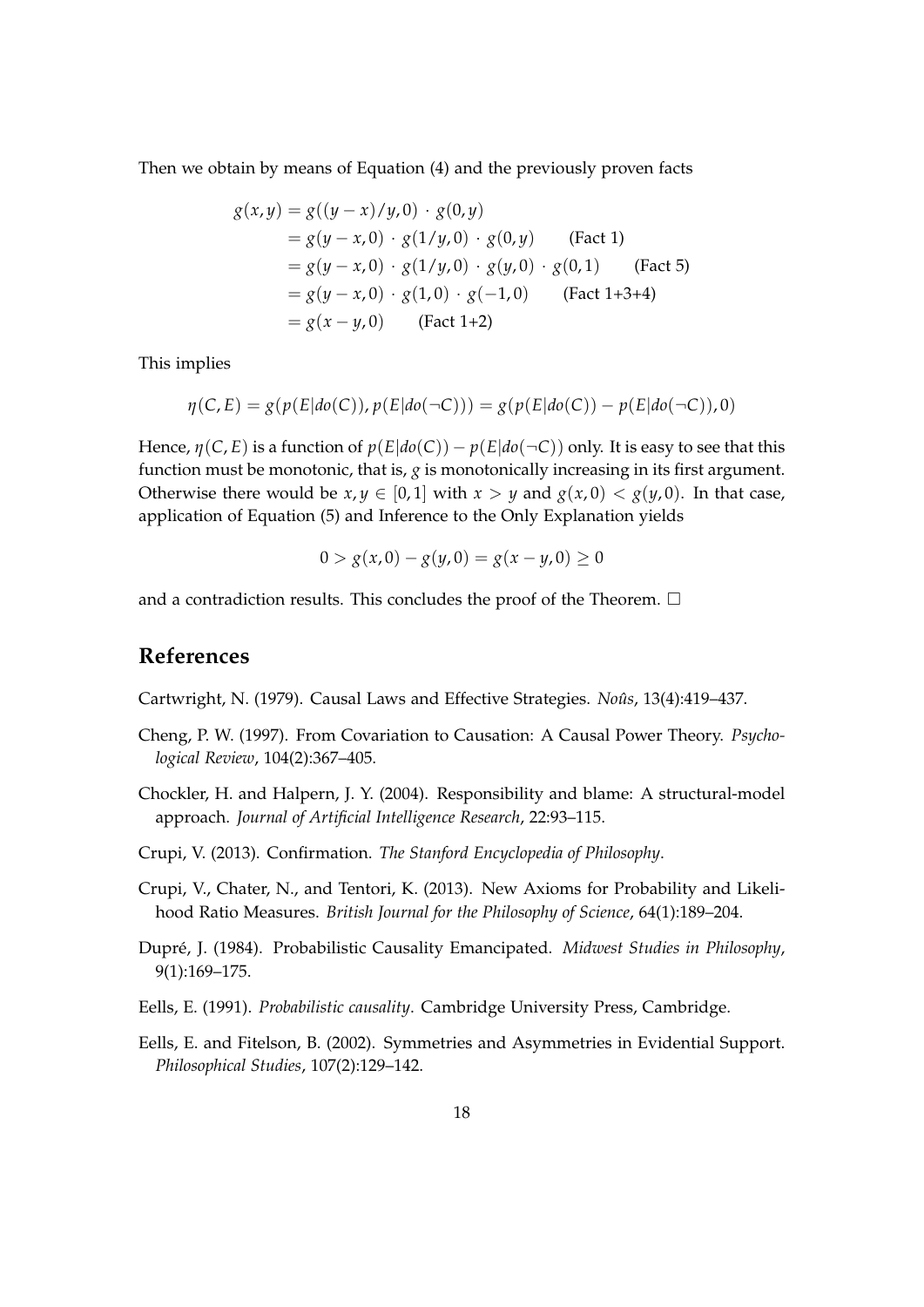Then we obtain by means of Equation (4) and the previously proven facts

$$
\begin{aligned}
g(x,y) &= g((y-x)/y, 0) \cdot g(0,y) \\
&= g(y-x,0) \cdot g(1/y,0) \cdot g(0,y) \qquad \text{(Fact 1)} \\
&= g(y-x,0) \cdot g(1/y,0) \cdot g(y,0) \cdot g(0,1) \qquad \text{(Fact 5)} \\
&= g(y-x,0) \cdot g(1,0) \cdot g(-1,0) \qquad \text{(Fact 1+3+4)} \\
&= g(x-y,0) \qquad \text{(Fact 1+2)}
\end{aligned}
$$

This implies

$$\eta(C,E) = g(p(E|do(C)), p(E|do(\neg C))) = g(p(E|do(C)) - p(E|do(\neg C)), 0)$$

Hence, $\eta(C,E)$ is a function of $p(E|do(C)) - p(E|do(\neg C))$ only. It is easy to see that this function must be monotonic, that is, $g$ is monotonically increasing in its first argument. Otherwise there would be $x, y \in [0,1]$ with $x > y$ and $g(x,0) < g(y,0)$. In that case, application of Equation (5) and Inference to the Only Explanation yields

$$0 > g(x,0) - g(y,0) = g(x-y,0) \geq 0$$

and a contradiction results. This concludes the proof of the Theorem. □

## References

Cartwright, N. (1979). Causal Laws and Effective Strategies. *Noûs*, 13(4):419–437.

Cheng, P. W. (1997). From Covariation to Causation: A Causal Power Theory. *Psychological Review*, 104(2):367–405.

Chockler, H. and Halpern, J. Y. (2004). Responsibility and blame: A structural-model approach. *Journal of Artificial Intelligence Research*, 22:93–115.

Crupi, V. (2013). Confirmation. *The Stanford Encyclopedia of Philosophy*.

Crupi, V., Chater, N., and Tentori, K. (2013). New Axioms for Probability and Likelihood Ratio Measures. *British Journal for the Philosophy of Science*, 64(1):189–204.

Dupré, J. (1984). Probabilistic Causality Emancipated. *Midwest Studies in Philosophy*, 9(1):169–175.

Eells, E. (1991). *Probabilistic causality*. Cambridge University Press, Cambridge.

Eells, E. and Fitelson, B. (2002). Symmetries and Asymmetries in Evidential Support. *Philosophical Studies*, 107(2):129–142.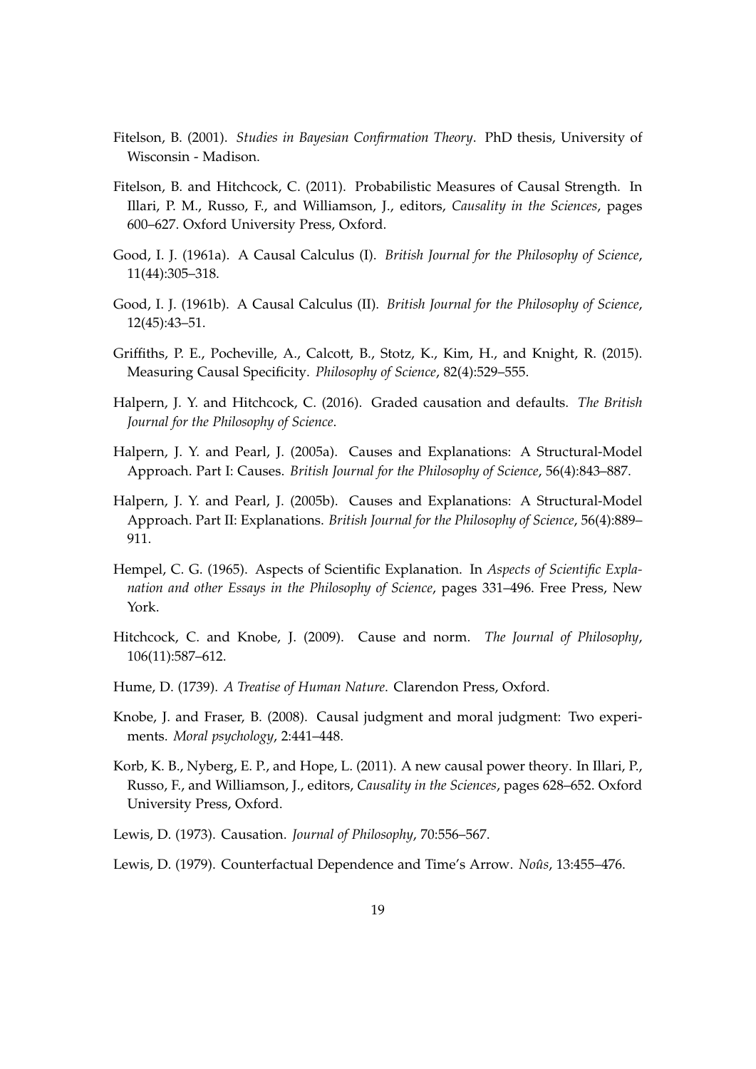Fitelson, B. (2001). *Studies in Bayesian Confirmation Theory*. PhD thesis, University of Wisconsin - Madison.

Fitelson, B. and Hitchcock, C. (2011). Probabilistic Measures of Causal Strength. In Illari, P. M., Russo, F., and Williamson, J., editors, *Causality in the Sciences*, pages 600–627. Oxford University Press, Oxford.

Good, I. J. (1961a). A Causal Calculus (I). *British Journal for the Philosophy of Science*, 11(44):305–318.

Good, I. J. (1961b). A Causal Calculus (II). *British Journal for the Philosophy of Science*, 12(45):43–51.

Griffiths, P. E., Pocheville, A., Calcott, B., Stotz, K., Kim, H., and Knight, R. (2015). Measuring Causal Specificity. *Philosophy of Science*, 82(4):529–555.

Halpern, J. Y. and Hitchcock, C. (2016). Graded causation and defaults. *The British Journal for the Philosophy of Science*.

Halpern, J. Y. and Pearl, J. (2005a). Causes and Explanations: A Structural-Model Approach. Part I: Causes. *British Journal for the Philosophy of Science*, 56(4):843–887.

Halpern, J. Y. and Pearl, J. (2005b). Causes and Explanations: A Structural-Model Approach. Part II: Explanations. *British Journal for the Philosophy of Science*, 56(4):889–911.

Hempel, C. G. (1965). Aspects of Scientific Explanation. In *Aspects of Scientific Explanation and other Essays in the Philosophy of Science*, pages 331–496. Free Press, New York.

Hitchcock, C. and Knobe, J. (2009). Cause and norm. *The Journal of Philosophy*, 106(11):587–612.

Hume, D. (1739). *A Treatise of Human Nature*. Clarendon Press, Oxford.

Knobe, J. and Fraser, B. (2008). Causal judgment and moral judgment: Two experiments. *Moral psychology*, 2:441–448.

Korb, K. B., Nyberg, E. P., and Hope, L. (2011). A new causal power theory. In Illari, P., Russo, F., and Williamson, J., editors, *Causality in the Sciences*, pages 628–652. Oxford University Press, Oxford.

Lewis, D. (1973). Causation. *Journal of Philosophy*, 70:556–567.

Lewis, D. (1979). Counterfactual Dependence and Time's Arrow. *Noûs*, 13:455–476.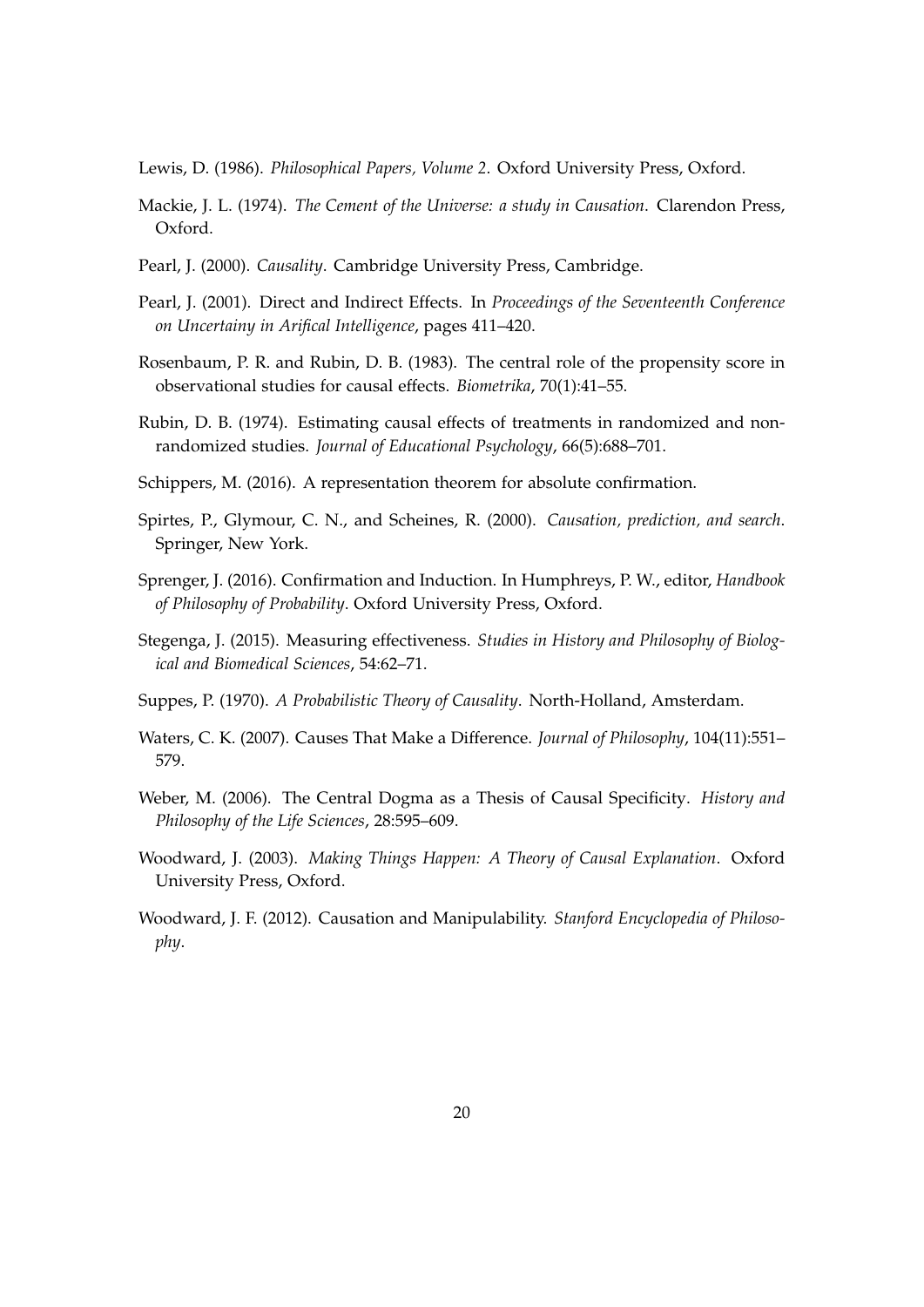Lewis, D. (1986). *Philosophical Papers, Volume 2*. Oxford University Press, Oxford.

Mackie, J. L. (1974). *The Cement of the Universe: a study in Causation*. Clarendon Press, Oxford.

Pearl, J. (2000). *Causality*. Cambridge University Press, Cambridge.

Pearl, J. (2001). Direct and Indirect Effects. In *Proceedings of the Seventeenth Conference on Uncertainy in Arifical Intelligence*, pages 411–420.

Rosenbaum, P. R. and Rubin, D. B. (1983). The central role of the propensity score in observational studies for causal effects. *Biometrika*, 70(1):41–55.

Rubin, D. B. (1974). Estimating causal effects of treatments in randomized and non-randomized studies. *Journal of Educational Psychology*, 66(5):688–701.

Schippers, M. (2016). A representation theorem for absolute confirmation.

Spirtes, P., Glymour, C. N., and Scheines, R. (2000). *Causation, prediction, and search*. Springer, New York.

Sprenger, J. (2016). Confirmation and Induction. In Humphreys, P. W., editor, *Handbook of Philosophy of Probability*. Oxford University Press, Oxford.

Stegenga, J. (2015). Measuring effectiveness. *Studies in History and Philosophy of Biological and Biomedical Sciences*, 54:62–71.

Suppes, P. (1970). *A Probabilistic Theory of Causality*. North-Holland, Amsterdam.

Waters, C. K. (2007). Causes That Make a Difference. *Journal of Philosophy*, 104(11):551–579.

Weber, M. (2006). The Central Dogma as a Thesis of Causal Specificity. *History and Philosophy of the Life Sciences*, 28:595–609.

Woodward, J. (2003). *Making Things Happen: A Theory of Causal Explanation*. Oxford University Press, Oxford.

Woodward, J. F. (2012). Causation and Manipulability. *Stanford Encyclopedia of Philosophy*.